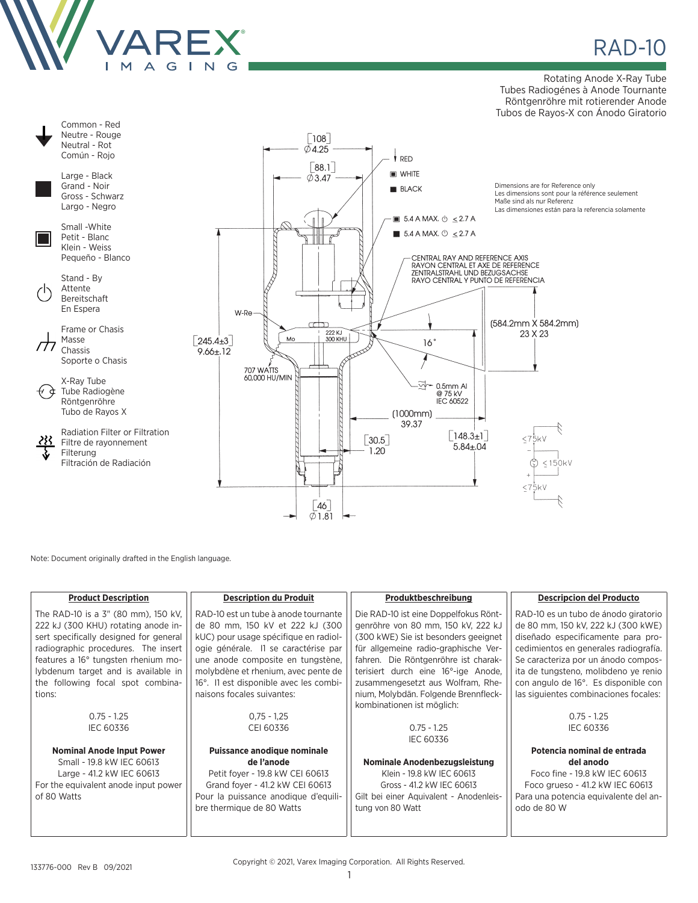# RAD-10

Rotating Anode X-Ray Tube
Tubes Radiogénes à Anode Tournante
Röntgenröhre mit rotierender Anode
Tubos de Rayos-X con Ánodo Giratorio

Common - Red
Neutre - Rouge
Neutral - Rot
Común - Rojo

Large - Black
Grand - Noir
Gross - Schwarz
Largo - Negro

Small -White
Petit - Blanc
Klein - Weiss
Pequeño - Blanco

Stand - By
Attente
Bereitschaft
En Espera

Frame or Chasis
Masse
Chassis
Soporte o Chasis

X-Ray Tube
Tube Radiogène
Röntgenröhre
Tubo de Rayos X

Radiation Filter or Filtration
Filtre de rayonnement
Filterung
Filtración de Radiación

[108] Ø4.25

[88.1] Ø3.47

RED
WHITE
BLACK

Dimensions are for Reference only
Les dimensions sont pour la référence seulement
Maße sind als nur Referenz
Las dimensiones están para la referencia solamente

5.4 A MAX. ≤ 2.7 A
5.4 A MAX. ≤ 2.7 A

CENTRAL RAY AND REFERENCE AXIS
RAYON CENTRAL ET AXE DE REFERENCE
ZENTRALSTRAHL UND BEZUGSACHSE
RAYO CENTRAL Y PUNTO DE REFERENCIA

W-Re

Mo

222 KJ
300 KHU

[245.4±3] 9.66±.12

707 WATTS
60,000 HU/MIN

16°

(584.2mm X 584.2mm)
23 X 23

0.5mm Al
@ 75 kV
IEC 60522

(1000mm)
39.37

[30.5] 1.20

[148.3±1] 5.84±.04

≤75kV
≤150kV
≤75kV

[46] Ø1.81

Note: Document originally drafted in the English language.

| **Product Description** | **Description du Produit** | **Produktbeschreibung** | **Descripcion del Producto** |
|---|---|---|---|
| The RAD-10 is a 3" (80 mm), 150 kV, 222 kJ (300 KHU) rotating anode insert specifically designed for general radiographic procedures. The insert features a 16° tungsten rhenium molybdenum target and is available in the following focal spot combinations:<br><br>0.75 - 1.25<br>IEC 60336<br><br>**Nominal Anode Input Power**<br>Small - 19.8 kW IEC 60613<br>Large - 41.2 kW IEC 60613<br>For the equivalent anode input power of 80 Watts | RAD-10 est un tube à anode tournante de 80 mm, 150 kV et 222 kJ (300 kUC) pour usage spécifique en radiologie générale. Il se caractérise par une anode composite en tungstène, molybdène et rhenium, avec pente de 16°. Il est disponible avec les combinaisons focales suivantes:<br><br>0,75 - 1,25<br>CEI 60336<br><br>**Puissance anodique nominale de l'anode**<br>Petit foyer - 19.8 kW CEI 60613<br>Grand foyer - 41.2 kW CEI 60613<br>Pour la puissance anodique d'equilibre thermique de 80 Watts | Die RAD-10 ist eine Doppelfokus Röntgenröhre von 80 mm, 150 kV, 222 kJ (300 kWE) Sie ist besonders geeignet für allgemeine radio-graphische Verfahren. Die Röntgenröhre ist charakterisiert durch eine 16°-ige Anode, zusammengesetzt aus Wolfram, Rhenium, Molybdän. Folgende Brennfleckkombinationen ist möglich:<br><br>0.75 - 1.25<br>IEC 60336<br><br>**Nominale Anodenbezugsleistung**<br>Klein - 19.8 kW IEC 60613<br>Gross - 41.2 kW IEC 60613<br>Gilt bei einer Aquivalent - Anodenleistung von 80 Watt | RAD-10 es un tubo de ánodo giratorio de 80 mm, 150 kV, 222 kJ (300 kWE) diseñado especificamente para procedimientos en generales radiografía. Se caracteriza por un ánodo composita de tungsteno, molibdeno ye renio con angulo de 16°. Es disponible con las siguientes combinaciones focales:<br><br>0.75 - 1.25<br>IEC 60336<br><br>**Potencia nominal de entrada del anodo**<br>Foco fine - 19.8 kW IEC 60613<br>Foco grueso - 41.2 kW IEC 60613<br>Para una potencia equivalente del anodo de 80 W |

133776-000 Rev B 09/2021

Copyright © 2021, Varex Imaging Corporation. All Rights Reserved.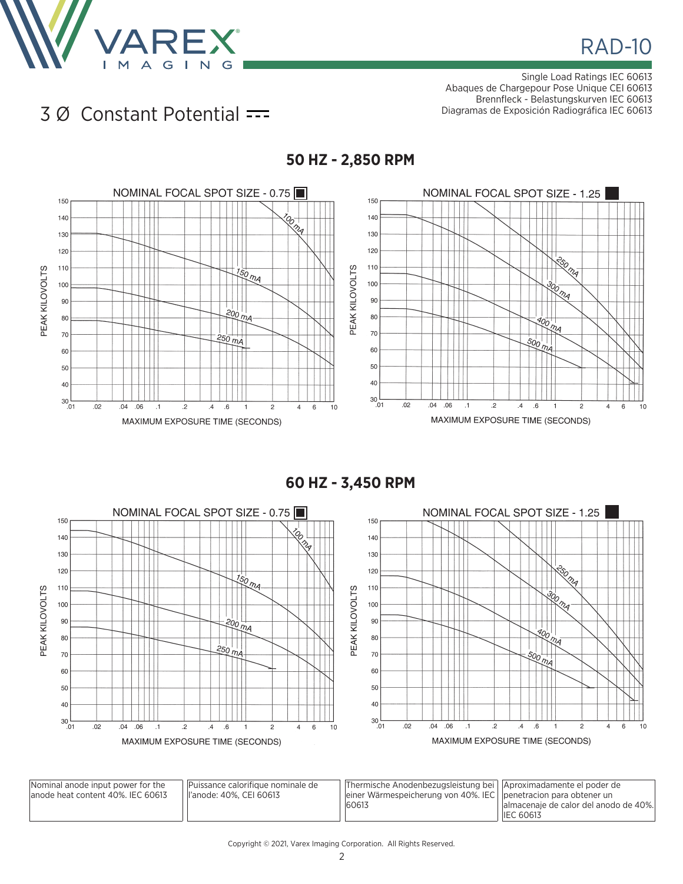# 3 Ø Constant Potential ⎓

Single Load Ratings IEC 60613
Abaques de Chargepour Pose Unique CEI 60613
Brennfleck - Belastungskurven IEC 60613
Diagramas de Exposición Radiográfica IEC 60613

## 50 HZ - 2,850 RPM

NOMINAL FOCAL SPOT SIZE - 0.75

NOMINAL FOCAL SPOT SIZE - 1.25

## 60 HZ - 3,450 RPM

NOMINAL FOCAL SPOT SIZE - 0.75

NOMINAL FOCAL SPOT SIZE - 1.25

| Nominal anode input power for the anode heat content 40%. IEC 60613 | Puissance calorifique nominale de l'anode: 40%, CEI 60613 | Thermische Anodenbezugsleistung bei einer Wärmespeicherung von 40%. IEC 60613 | Aproximadamente el poder de penetracion para obtener un almacenaje de calor del anodo de 40%. IEC 60613 |
|---|---|---|---|

Copyright © 2021, Varex Imaging Corporation. All Rights Reserved.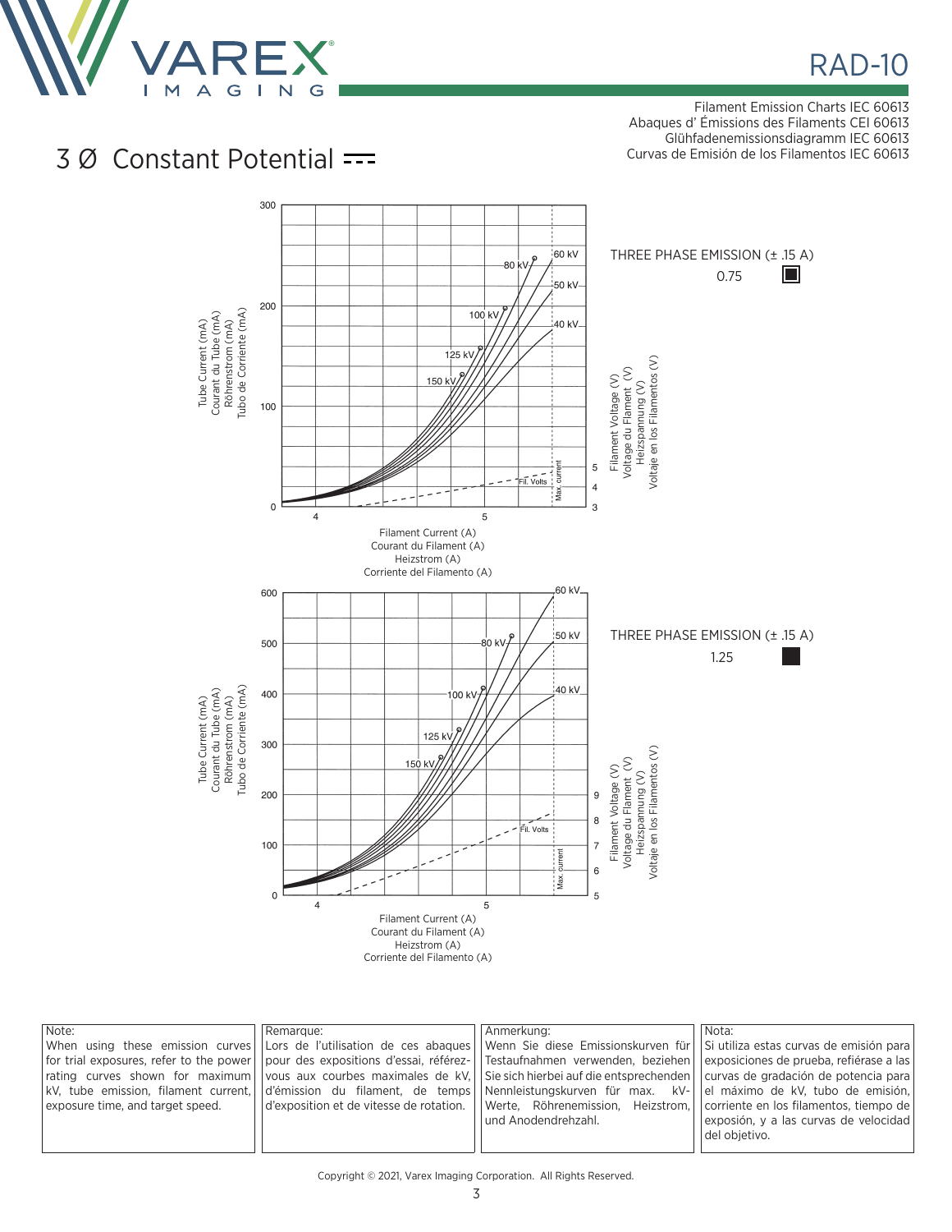# RAD-10

Filament Emission Charts IEC 60613
Abaques d' Émissions des Filaments CEI 60613
Glühfadenemissionsdiagramm IEC 60613
Curvas de Emisión de los Filamentos IEC 60613

## 3 Ø Constant Potential ⎓

THREE PHASE EMISSION (± .15 A)

0.75

Tube Current (mA)
Courant du Tube (mA)
Röhrenstrom (mA)
Tubo de Corriente (mA)

Filament Current (A)
Courant du Filament (A)
Heizstrom (A)
Corriente del Filamento (A)

Filament Voltage (V)
Voltage du Flament (V)
Heizspannung (V)
Voltaje en los Filamentos (V)

THREE PHASE EMISSION (± .15 A)

1.25

Tube Current (mA)
Courant du Tube (mA)
Röhrenstrom (mA)
Tubo de Corriente (mA)

Filament Current (A)
Courant du Filament (A)
Heizstrom (A)
Corriente del Filamento (A)

Filament Voltage (V)
Voltage du Flament (V)
Heizspannung (V)
Voltaje en los Filamentos (V)

| Note: | Remarque: | Anmerkung: | Nota: |
|---|---|---|---|
| When using these emission curves for trial exposures, refer to the power rating curves shown for maximum kV, tube emission, filament current, exposure time, and target speed. | Lors de l'utilisation de ces abaques pour des expositions d'essai, référez-vous aux courbes maximales de kV, d'émission du filament, de temps d'exposition et de vitesse de rotation. | Wenn Sie diese Emissionskurven für Testaufnahmen verwenden, beziehen Sie sich hierbei auf die entsprechenden Nennleistungskurven für max. kV-Werte, Röhrenemission, Heizstrom, und Anodendrehzahl. | Si utiliza estas curvas de emisión para exposiciones de prueba, refiérase a las curvas de gradación de potencia para el máximo de kV, tubo de emisión, corriente en los filamentos, tiempo de exposición, y a las curvas de velocidad del objetivo. |

Copyright © 2021, Varex Imaging Corporation. All Rights Reserved.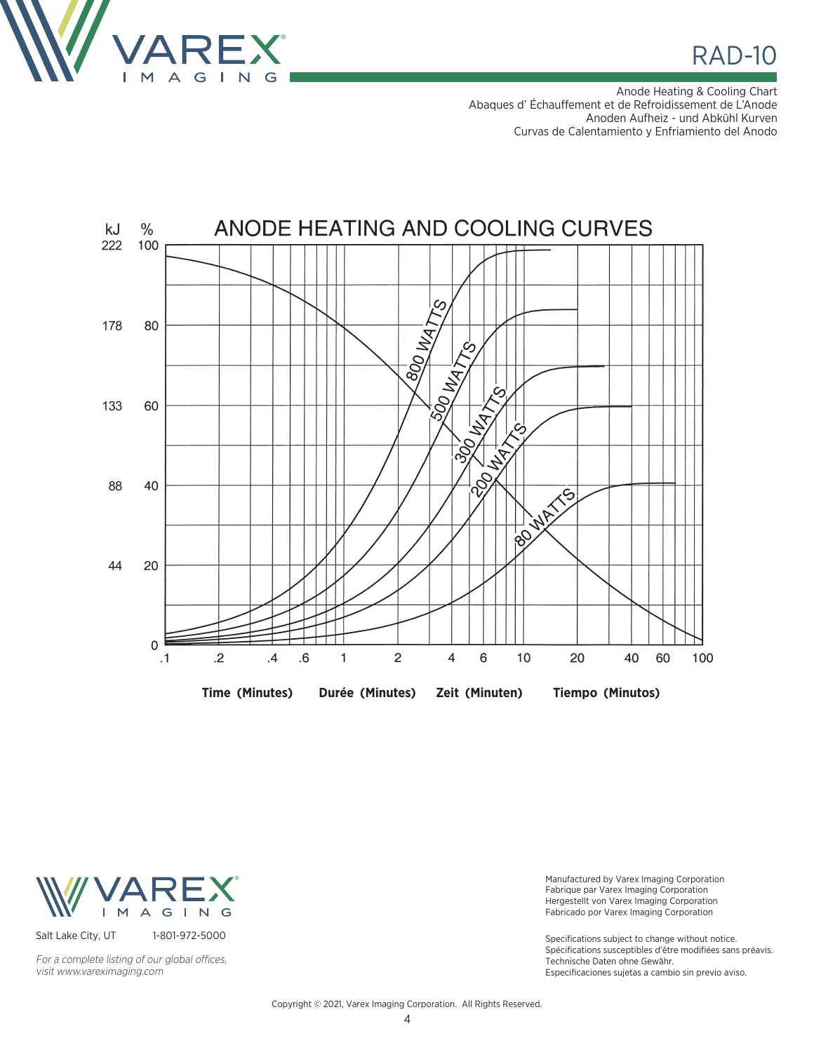# RAD-10

Anode Heating & Cooling Chart
Abaques d' Échauffement et de Refroidissement de L'Anode
Anoden Aufheiz - und Abkühl Kurven
Curvas de Calentamiento y Enfriamiento del Anodo

ANODE HEATING AND COOLING CURVES

kJ %
222 100
178 80
133 60
88 40
44 20
0

800 WATTS
500 WATTS
300 WATTS
200 WATTS
80 WATTS

.1 .2 .4 .6 1 2 4 6 10 20 40 60 100

**Time (Minutes)** **Durée (Minutes)** **Zeit (Minuten)** **Tiempo (Minutos)**

Salt Lake City, UT 1-801-972-5000

*For a complete listing of our global offices, visit www.vareximaging.com*

Manufactured by Varex Imaging Corporation
Fabrique par Varex Imaging Corporation
Hergestellt von Varex Imaging Corporation
Fabricado por Varex Imaging Corporation

Specifications subject to change without notice.
Spécifications susceptibles d'être modifiées sans préavis.
Technische Daten ohne Gewähr.
Especificaciones sujetas a cambio sin previo aviso.

Copyright © 2021, Varex Imaging Corporation. All Rights Reserved.